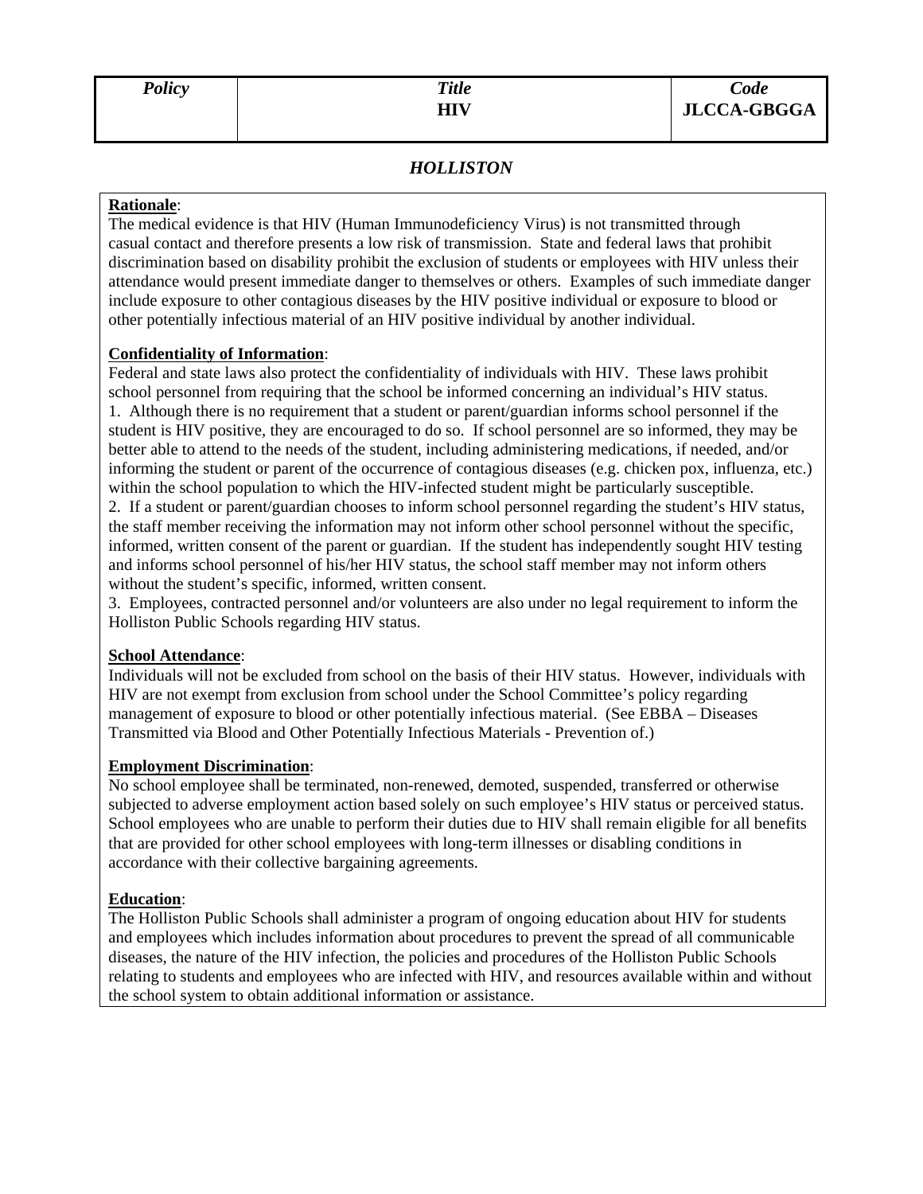| *Policy* | *Title* **HIV** | *Code* **JLCCA-GBGGA** |
|---|---|---|

***HOLLISTON***

**Rationale**:
The medical evidence is that HIV (Human Immunodeficiency Virus) is not transmitted through casual contact and therefore presents a low risk of transmission. State and federal laws that prohibit discrimination based on disability prohibit the exclusion of students or employees with HIV unless their attendance would present immediate danger to themselves or others. Examples of such immediate danger include exposure to other contagious diseases by the HIV positive individual or exposure to blood or other potentially infectious material of an HIV positive individual by another individual.

**Confidentiality of Information**:
Federal and state laws also protect the confidentiality of individuals with HIV. These laws prohibit school personnel from requiring that the school be informed concerning an individual's HIV status.
1. Although there is no requirement that a student or parent/guardian informs school personnel if the student is HIV positive, they are encouraged to do so. If school personnel are so informed, they may be better able to attend to the needs of the student, including administering medications, if needed, and/or informing the student or parent of the occurrence of contagious diseases (e.g. chicken pox, influenza, etc.) within the school population to which the HIV-infected student might be particularly susceptible.
2. If a student or parent/guardian chooses to inform school personnel regarding the student's HIV status, the staff member receiving the information may not inform other school personnel without the specific, informed, written consent of the parent or guardian. If the student has independently sought HIV testing and informs school personnel of his/her HIV status, the school staff member may not inform others without the student's specific, informed, written consent.
3. Employees, contracted personnel and/or volunteers are also under no legal requirement to inform the Holliston Public Schools regarding HIV status.

**School Attendance**:
Individuals will not be excluded from school on the basis of their HIV status. However, individuals with HIV are not exempt from exclusion from school under the School Committee's policy regarding management of exposure to blood or other potentially infectious material. (See EBBA – Diseases Transmitted via Blood and Other Potentially Infectious Materials - Prevention of.)

**Employment Discrimination**:
No school employee shall be terminated, non-renewed, demoted, suspended, transferred or otherwise subjected to adverse employment action based solely on such employee's HIV status or perceived status. School employees who are unable to perform their duties due to HIV shall remain eligible for all benefits that are provided for other school employees with long-term illnesses or disabling conditions in accordance with their collective bargaining agreements.

**Education**:
The Holliston Public Schools shall administer a program of ongoing education about HIV for students and employees which includes information about procedures to prevent the spread of all communicable diseases, the nature of the HIV infection, the policies and procedures of the Holliston Public Schools relating to students and employees who are infected with HIV, and resources available within and without the school system to obtain additional information or assistance.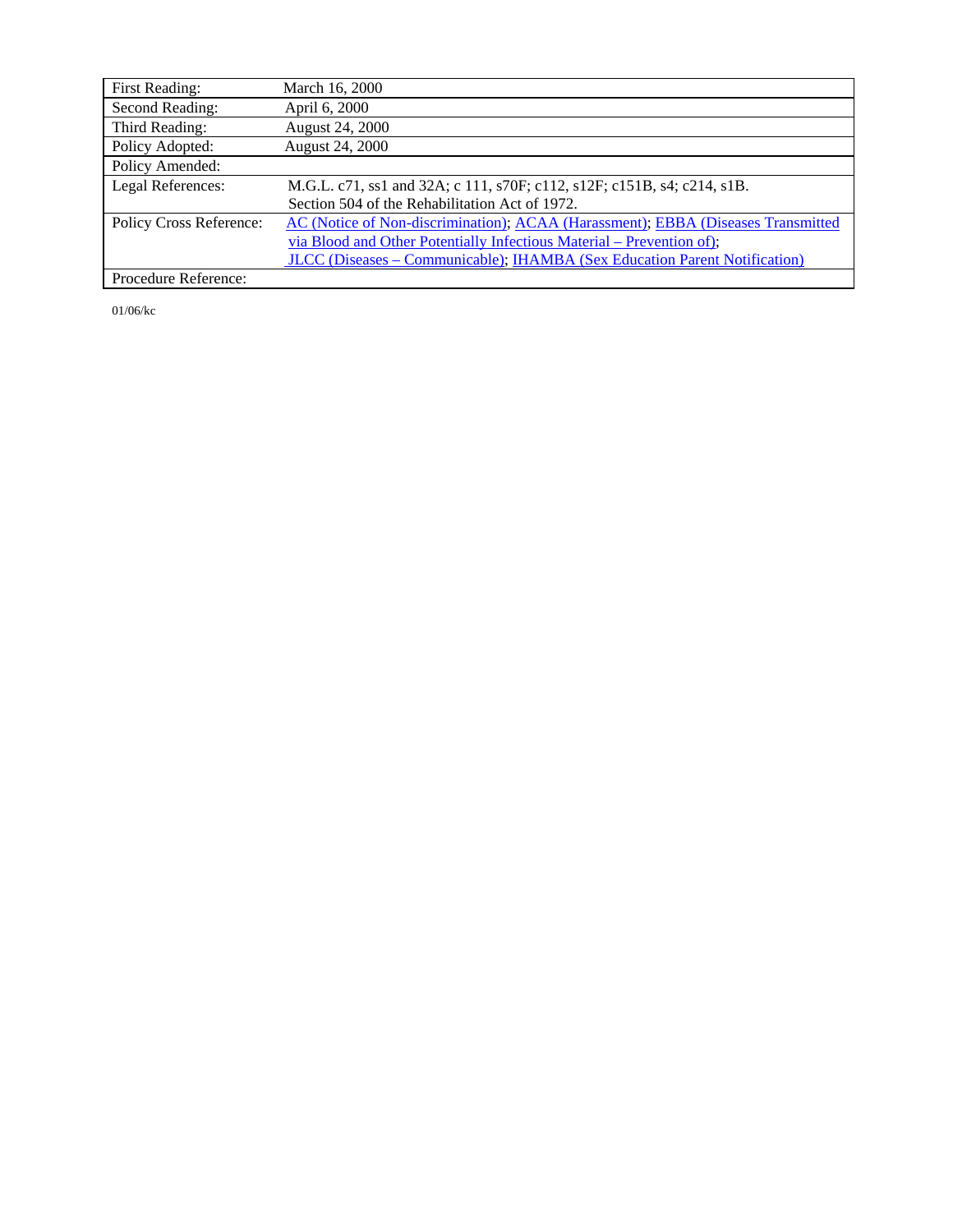| | |
|---|---|
| First Reading: | March 16, 2000 |
| Second Reading: | April 6, 2000 |
| Third Reading: | August 24, 2000 |
| Policy Adopted: | August 24, 2000 |
| Policy Amended: | |
| Legal References: | M.G.L. c71, ss1 and 32A; c 111, s70F; c112, s12F; c151B, s4; c214, s1B. Section 504 of the Rehabilitation Act of 1972. |
| Policy Cross Reference: | AC (Notice of Non-discrimination); ACAA (Harassment); EBBA (Diseases Transmitted via Blood and Other Potentially Infectious Material – Prevention of); JLCC (Diseases – Communicable); IHAMBA (Sex Education Parent Notification) |
| Procedure Reference: | |

01/06/kc